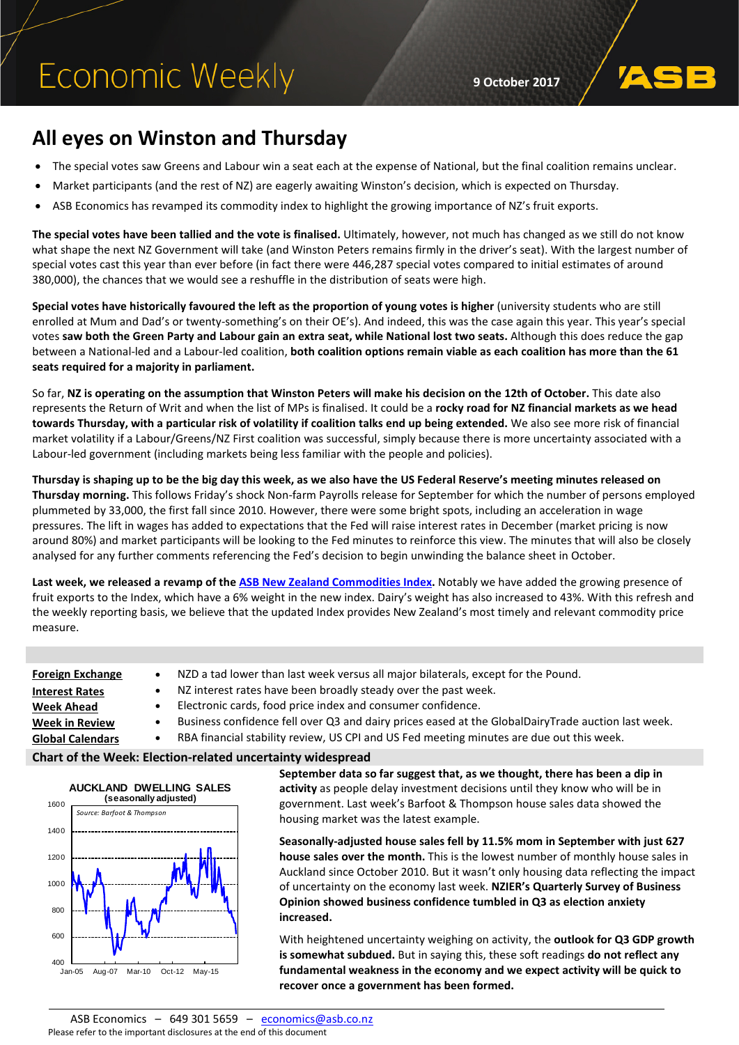Economic Weekly

9 October 2017

# All eyes on Winston and Thursday

- The special votes saw Greens and Labour win a seat each at the expense of National, but the final coalition remains unclear.
- Market participants (and the rest of NZ) are eagerly awaiting Winston's decision, which is expected on Thursday.
- ASB Economics has revamped its commodity index to highlight the growing importance of NZ's fruit exports.

**The special votes have been tallied and the vote is finalised.** Ultimately, however, not much has changed as we still do not know what shape the next NZ Government will take (and Winston Peters remains firmly in the driver's seat). With the largest number of special votes cast this year than ever before (in fact there were 446,287 special votes compared to initial estimates of around 380,000), the chances that we would see a reshuffle in the distribution of seats were high.

**Special votes have historically favoured the left as the proportion of young votes is higher** (university students who are still enrolled at Mum and Dad's or twenty-something's on their OE's). And indeed, this was the case again this year. This year's special votes **saw both the Green Party and Labour gain an extra seat, while National lost two seats.** Although this does reduce the gap between a National-led and a Labour-led coalition, **both coalition options remain viable as each coalition has more than the 61 seats required for a majority in parliament.**

So far, **NZ is operating on the assumption that Winston Peters will make his decision on the 12th of October.** This date also represents the Return of Writ and when the list of MPs is finalised. It could be a **rocky road for NZ financial markets as we head towards Thursday, with a particular risk of volatility if coalition talks end up being extended.** We also see more risk of financial market volatility if a Labour/Greens/NZ First coalition was successful, simply because there is more uncertainty associated with a Labour-led government (including markets being less familiar with the people and policies).

**Thursday is shaping up to be the big day this week, as we also have the US Federal Reserve's meeting minutes released on Thursday morning.** This follows Friday's shock Non-farm Payrolls release for September for which the number of persons employed plummeted by 33,000, the first fall since 2010. However, there were some bright spots, including an acceleration in wage pressures. The lift in wages has added to expectations that the Fed will raise interest rates in December (market pricing is now around 80%) and market participants will be looking to the Fed minutes to reinforce this view. The minutes that will also be closely analysed for any further comments referencing the Fed's decision to begin unwinding the balance sheet in October.

**Last week, we released a revamp of the ASB New Zealand Commodities Index.** Notably we have added the growing presence of fruit exports to the Index, which have a 6% weight in the new index. Dairy's weight has also increased to 43%. With this refresh and the weekly reporting basis, we believe that the updated Index provides New Zealand's most timely and relevant commodity price measure.

| | |
|---|---|
| **Foreign Exchange** | • NZD a tad lower than last week versus all major bilaterals, except for the Pound. |
| **Interest Rates** | • NZ interest rates have been broadly steady over the past week. |
| **Week Ahead** | • Electronic cards, food price index and consumer confidence. |
| **Week in Review** | • Business confidence fell over Q3 and dairy prices eased at the GlobalDairyTrade auction last week. |
| **Global Calendars** | • RBA financial stability review, US CPI and US Fed meeting minutes are due out this week. |

## Chart of the Week: Election-related uncertainty widespread

AUCKLAND DWELLING SALES (seasonally adjusted)

Source: Barfoot & Thompson

**September data so far suggest that, as we thought, there has been a dip in activity** as people delay investment decisions until they know who will be in government. Last week's Barfoot & Thompson house sales data showed the housing market was the latest example.

**Seasonally-adjusted house sales fell by 11.5% mom in September with just 627 house sales over the month.** This is the lowest number of monthly house sales in Auckland since October 2010. But it wasn't only housing data reflecting the impact of uncertainty on the economy last week. **NZIER's Quarterly Survey of Business Opinion showed business confidence tumbled in Q3 as election anxiety increased.**

With heightened uncertainty weighing on activity, the **outlook for Q3 GDP growth is somewhat subdued.** But in saying this, these soft readings **do not reflect any fundamental weakness in the economy and we expect activity will be quick to recover once a government has been formed.**

ASB Economics – 649 301 5659 – economics@asb.co.nz

Please refer to the important disclosures at the end of this document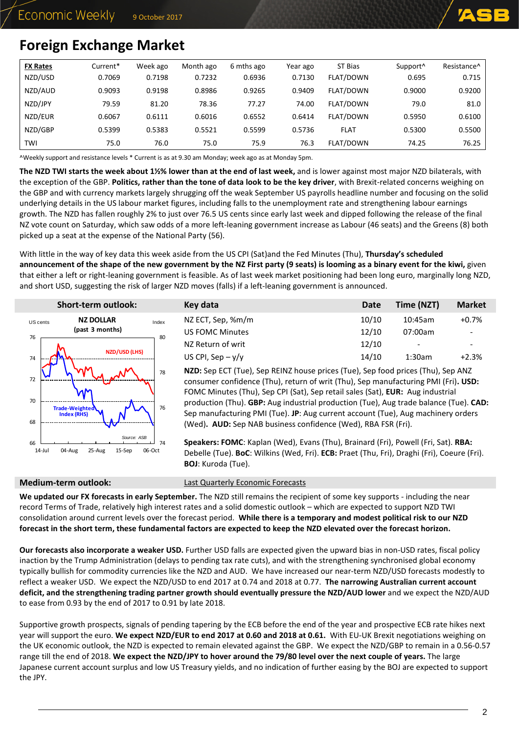# Foreign Exchange Market

| FX Rates | Current* | Week ago | Month ago | 6 mths ago | Year ago | ST Bias | Support^ | Resistance^ |
|---|---|---|---|---|---|---|---|---|
| NZD/USD | 0.7069 | 0.7198 | 0.7232 | 0.6936 | 0.7130 | FLAT/DOWN | 0.695 | 0.715 |
| NZD/AUD | 0.9093 | 0.9198 | 0.8986 | 0.9265 | 0.9409 | FLAT/DOWN | 0.9000 | 0.9200 |
| NZD/JPY | 79.59 | 81.20 | 78.36 | 77.27 | 74.00 | FLAT/DOWN | 79.0 | 81.0 |
| NZD/EUR | 0.6067 | 0.6111 | 0.6016 | 0.6552 | 0.6414 | FLAT/DOWN | 0.5950 | 0.6100 |
| NZD/GBP | 0.5399 | 0.5383 | 0.5521 | 0.5599 | 0.5736 | FLAT | 0.5300 | 0.5500 |
| TWI | 75.0 | 76.0 | 75.0 | 75.9 | 76.3 | FLAT/DOWN | 74.25 | 76.25 |

^Weekly support and resistance levels * Current is as at 9.30 am Monday; week ago as at Monday 5pm.

**The NZD TWI starts the week about 1½% lower than at the end of last week,** and is lower against most major NZD bilaterals, with the exception of the GBP. **Politics, rather than the tone of data look to be the key driver**, with Brexit-related concerns weighing on the GBP and with currency markets largely shrugging off the weak September US payrolls headline number and focusing on the solid underlying details in the US labour market figures, including falls to the unemployment rate and strengthening labour earnings growth. The NZD has fallen roughly 2% to just over 76.5 US cents since early last week and dipped following the release of the final NZ vote count on Saturday, which saw odds of a more left-leaning government increase as Labour (46 seats) and the Greens (8) both picked up a seat at the expense of the National Party (56).

With little in the way of key data this week aside from the US CPI (Sat)and the Fed Minutes (Thu), **Thursday's scheduled announcement of the shape of the new government by the NZ First party (9 seats) is looming as a binary event for the kiwi,** given that either a left or right-leaning government is feasible. As of last week market positioning had been long euro, marginally long NZD, and short USD, suggesting the risk of larger NZD moves (falls) if a left-leaning government is announced.

## Short-term outlook:

NZ DOLLAR (past 3 months) — NZD/USD (LHS), Trade-Weighted Index (RHS). Source: ASB

| Key data | Date | Time (NZT) | Market |
|---|---|---|---|
| NZ ECT, Sep, %m/m | 10/10 | 10:45am | +0.7% |
| US FOMC Minutes | 12/10 | 07:00am | - |
| NZ Return of writ | 12/10 | - | - |
| US CPI, Sep – y/y | 14/10 | 1:30am | +2.3% |

**NZD:** Sep ECT (Tue), Sep REINZ house prices (Tue), Sep food prices (Thu), Sep ANZ consumer confidence (Thu), return of writ (Thu), Sep manufacturing PMI (Fri). **USD:** FOMC Minutes (Thu), Sep CPI (Sat), Sep retail sales (Sat), **EUR:** Aug industrial production (Thu). **GBP:** Aug industrial production (Tue), Aug trade balance (Tue). **CAD:** Sep manufacturing PMI (Tue). **JP:** Aug current account (Tue), Aug machinery orders (Wed). **AUD:** Sep NAB business confidence (Wed), RBA FSR (Fri).

**Speakers: FOMC**: Kaplan (Wed), Evans (Thu), Brainard (Fri), Powell (Fri, Sat). **RBA:** Debelle (Tue). **BoC**: Wilkins (Wed, Fri). **ECB:** Praet (Thu, Fri), Draghi (Fri), Coeure (Fri). **BOJ**: Kuroda (Tue).

## Medium-term outlook:

Last Quarterly Economic Forecasts

**We updated our FX forecasts in early September.** The NZD still remains the recipient of some key supports - including the near record Terms of Trade, relatively high interest rates and a solid domestic outlook – which are expected to support NZD TWI consolidation around current levels over the forecast period. **While there is a temporary and modest political risk to our NZD forecast in the short term, these fundamental factors are expected to keep the NZD elevated over the forecast horizon.**

**Our forecasts also incorporate a weaker USD.** Further USD falls are expected given the upward bias in non-USD rates, fiscal policy inaction by the Trump Administration (delays to pending tax rate cuts), and with the strengthening synchronised global economy typically bullish for commodity currencies like the NZD and AUD. We have increased our near-term NZD/USD forecasts modestly to reflect a weaker USD. We expect the NZD/USD to end 2017 at 0.74 and 2018 at 0.77. **The narrowing Australian current account deficit, and the strengthening trading partner growth should eventually pressure the NZD/AUD lower** and we expect the NZD/AUD to ease from 0.93 by the end of 2017 to 0.91 by late 2018.

Supportive growth prospects, signals of pending tapering by the ECB before the end of the year and prospective ECB rate hikes next year will support the euro. **We expect NZD/EUR to end 2017 at 0.60 and 2018 at 0.61.** With EU-UK Brexit negotiations weighing on the UK economic outlook, the NZD is expected to remain elevated against the GBP. We expect the NZD/GBP to remain in a 0.56-0.57 range till the end of 2018. **We expect the NZD/JPY to hover around the 79/80 level over the next couple of years.** The large Japanese current account surplus and low US Treasury yields, and no indication of further easing by the BOJ are expected to support the JPY.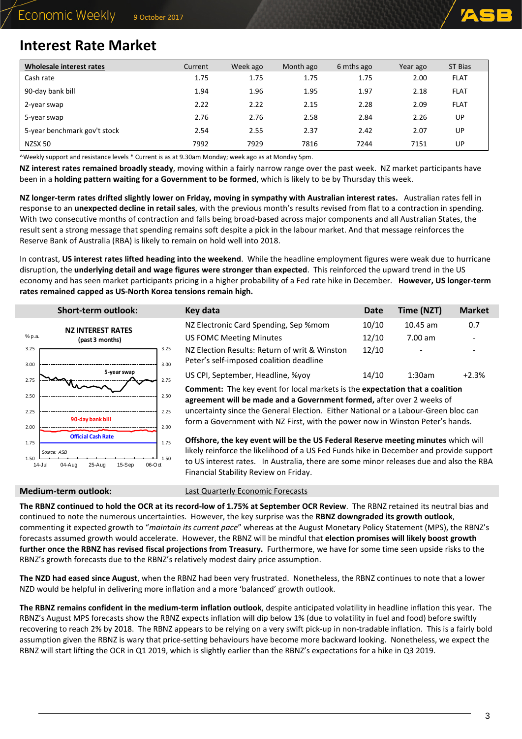# Interest Rate Market

| Wholesale interest rates | Current | Week ago | Month ago | 6 mths ago | Year ago | ST Bias |
|---|---|---|---|---|---|---|
| Cash rate | 1.75 | 1.75 | 1.75 | 1.75 | 2.00 | FLAT |
| 90-day bank bill | 1.94 | 1.96 | 1.95 | 1.97 | 2.18 | FLAT |
| 2-year swap | 2.22 | 2.22 | 2.15 | 2.28 | 2.09 | FLAT |
| 5-year swap | 2.76 | 2.76 | 2.58 | 2.84 | 2.26 | UP |
| 5-year benchmark gov't stock | 2.54 | 2.55 | 2.37 | 2.42 | 2.07 | UP |
| NZSX 50 | 7992 | 7929 | 7816 | 7244 | 7151 | UP |

^Weekly support and resistance levels * Current is as at 9.30am Monday; week ago as at Monday 5pm.

**NZ interest rates remained broadly steady**, moving within a fairly narrow range over the past week. NZ market participants have been in a **holding pattern waiting for a Government to be formed**, which is likely to be by Thursday this week.

**NZ longer-term rates drifted slightly lower on Friday, moving in sympathy with Australian interest rates.** Australian rates fell in response to an **unexpected decline in retail sales**, with the previous month's results revised from flat to a contraction in spending. With two consecutive months of contraction and falls being broad-based across major components and all Australian States, the result sent a strong message that spending remains soft despite a pick in the labour market. And that message reinforces the Reserve Bank of Australia (RBA) is likely to remain on hold well into 2018.

In contrast, **US interest rates lifted heading into the weekend**. While the headline employment figures were weak due to hurricane disruption, the **underlying detail and wage figures were stronger than expected**. This reinforced the upward trend in the US economy and has seen market participants pricing in a higher probability of a Fed rate hike in December. **However, US longer-term rates remained capped as US-North Korea tensions remain high.**

## Short-term outlook:

NZ INTEREST RATES (past 3 months)

## Key data

| Key data | Date | Time (NZT) | Market |
|---|---|---|---|
| NZ Electronic Card Spending, Sep %mom | 10/10 | 10.45 am | 0.7 |
| US FOMC Meeting Minutes | 12/10 | 7.00 am | - |
| NZ Election Results: Return of writ & Winston Peter's self-imposed coalition deadline | 12/10 | - | - |
| US CPI, September, Headline, %yoy | 14/10 | 1:30am | +2.3% |

**Comment:** The key event for local markets is the **expectation that a coalition agreement will be made and a Government formed,** after over 2 weeks of uncertainty since the General Election. Either National or a Labour-Green bloc can form a Government with NZ First, with the power now in Winston Peter's hands.

**Offshore, the key event will be the US Federal Reserve meeting minutes** which will likely reinforce the likelihood of a US Fed Funds hike in December and provide support to US interest rates. In Australia, there are some minor releases due and also the RBA Financial Stability Review on Friday.

## Medium-term outlook:

Last Quarterly Economic Forecasts

**The RBNZ continued to hold the OCR at its record-low of 1.75% at September OCR Review**. The RBNZ retained its neutral bias and continued to note the numerous uncertainties. However, the key surprise was the **RBNZ downgraded its growth outlook**, commenting it expected growth to "*maintain its current pace*" whereas at the August Monetary Policy Statement (MPS), the RBNZ's forecasts assumed growth would accelerate. However, the RBNZ will be mindful that **election promises will likely boost growth further once the RBNZ has revised fiscal projections from Treasury.** Furthermore, we have for some time seen upside risks to the RBNZ's growth forecasts due to the RBNZ's relatively modest dairy price assumption.

**The NZD had eased since August**, when the RBNZ had been very frustrated. Nonetheless, the RBNZ continues to note that a lower NZD would be helpful in delivering more inflation and a more 'balanced' growth outlook.

**The RBNZ remains confident in the medium-term inflation outlook**, despite anticipated volatility in headline inflation this year. The RBNZ's August MPS forecasts show the RBNZ expects inflation will dip below 1% (due to volatility in fuel and food) before swiftly recovering to reach 2% by 2018. The RBNZ appears to be relying on a very swift pick-up in non-tradable inflation. This is a fairly bold assumption given the RBNZ is wary that price-setting behaviours have become more backward looking. Nonetheless, we expect the RBNZ will start lifting the OCR in Q1 2019, which is slightly earlier than the RBNZ's expectations for a hike in Q3 2019.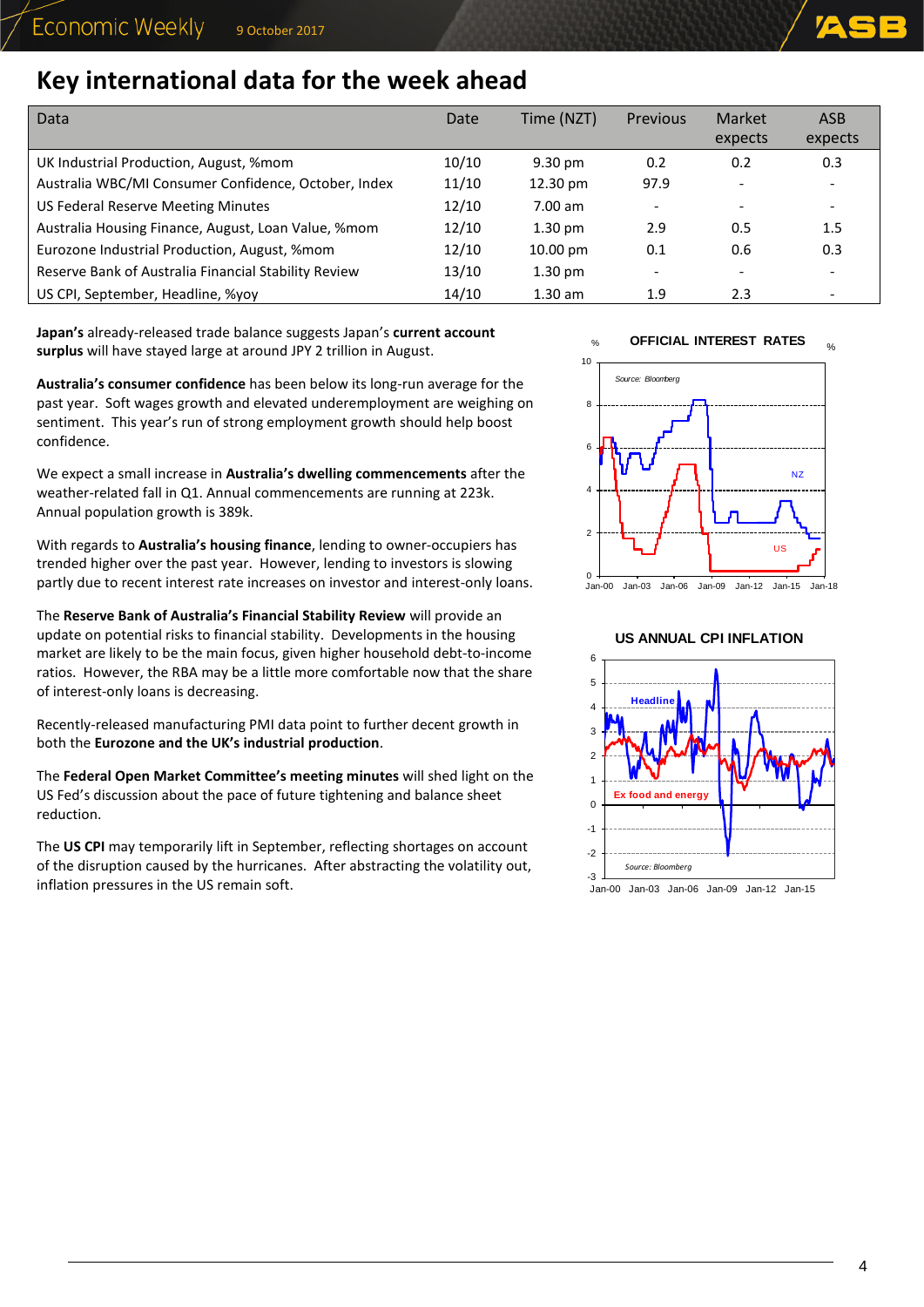# Key international data for the week ahead

| Data | Date | Time (NZT) | Previous | Market expects | ASB expects |
|---|---|---|---|---|---|
| UK Industrial Production, August, %mom | 10/10 | 9.30 pm | 0.2 | 0.2 | 0.3 |
| Australia WBC/MI Consumer Confidence, October, Index | 11/10 | 12.30 pm | 97.9 | - | - |
| US Federal Reserve Meeting Minutes | 12/10 | 7.00 am | - | - | - |
| Australia Housing Finance, August, Loan Value, %mom | 12/10 | 1.30 pm | 2.9 | 0.5 | 1.5 |
| Eurozone Industrial Production, August, %mom | 12/10 | 10.00 pm | 0.1 | 0.6 | 0.3 |
| Reserve Bank of Australia Financial Stability Review | 13/10 | 1.30 pm | - | - | - |
| US CPI, September, Headline, %yoy | 14/10 | 1.30 am | 1.9 | 2.3 | - |

**Japan's** already-released trade balance suggests Japan's **current account surplus** will have stayed large at around JPY 2 trillion in August.

**Australia's consumer confidence** has been below its long-run average for the past year. Soft wages growth and elevated underemployment are weighing on sentiment. This year's run of strong employment growth should help boost confidence.

We expect a small increase in **Australia's dwelling commencements** after the weather-related fall in Q1. Annual commencements are running at 223k. Annual population growth is 389k.

With regards to **Australia's housing finance**, lending to owner-occupiers has trended higher over the past year. However, lending to investors is slowing partly due to recent interest rate increases on investor and interest-only loans.

The **Reserve Bank of Australia's Financial Stability Review** will provide an update on potential risks to financial stability. Developments in the housing market are likely to be the main focus, given higher household debt-to-income ratios. However, the RBA may be a little more comfortable now that the share of interest-only loans is decreasing.

Recently-released manufacturing PMI data point to further decent growth in both the **Eurozone and the UK's industrial production**.

The **Federal Open Market Committee's meeting minutes** will shed light on the US Fed's discussion about the pace of future tightening and balance sheet reduction.

The **US CPI** may temporarily lift in September, reflecting shortages on account of the disruption caused by the hurricanes. After abstracting the volatility out, inflation pressures in the US remain soft.

OFFICIAL INTEREST RATES

US ANNUAL CPI INFLATION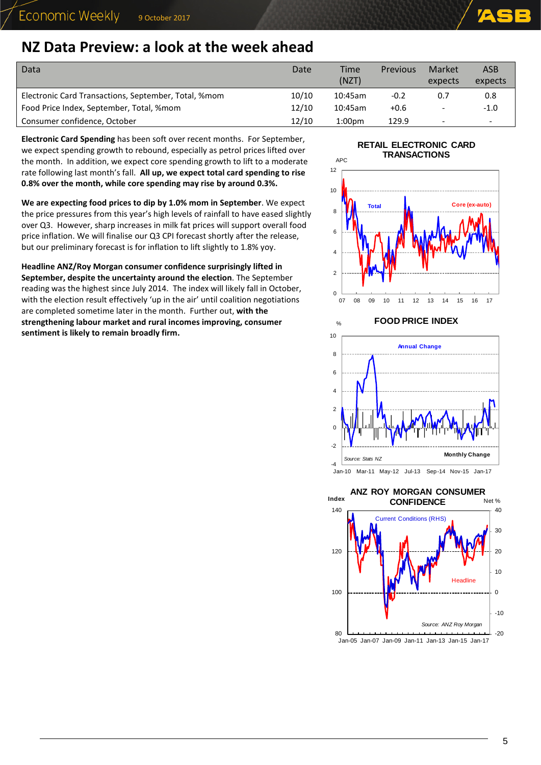# NZ Data Preview: a look at the week ahead

| Data | Date | Time (NZT) | Previous | Market expects | ASB expects |
|---|---|---|---|---|---|
| Electronic Card Transactions, September, Total, %mom | 10/10 | 10:45am | -0.2 | 0.7 | 0.8 |
| Food Price Index, September, Total, %mom | 12/10 | 10:45am | +0.6 | - | -1.0 |
| Consumer confidence, October | 12/10 | 1:00pm | 129.9 | - | - |

**Electronic Card Spending** has been soft over recent months. For September, we expect spending growth to rebound, especially as petrol prices lifted over the month. In addition, we expect core spending growth to lift to a moderate rate following last month's fall. **All up, we expect total card spending to rise 0.8% over the month, while core spending may rise by around 0.3%.**

**We are expecting food prices to dip by 1.0% mom in September**. We expect the price pressures from this year's high levels of rainfall to have eased slightly over Q3. However, sharp increases in milk fat prices will support overall food price inflation. We will finalise our Q3 CPI forecast shortly after the release, but our preliminary forecast is for inflation to lift slightly to 1.8% yoy.

**Headline ANZ/Roy Morgan consumer confidence surprisingly lifted in September, despite the uncertainty around the election**. The September reading was the highest since July 2014. The index will likely fall in October, with the election result effectively 'up in the air' until coalition negotiations are completed sometime later in the month. Further out, **with the strengthening labour market and rural incomes improving, consumer sentiment is likely to remain broadly firm.**

**RETAIL ELECTRONIC CARD TRANSACTIONS**

**FOOD PRICE INDEX**

Source: Stats NZ

**ANZ ROY MORGAN CONSUMER CONFIDENCE**

Source: ANZ Roy Morgan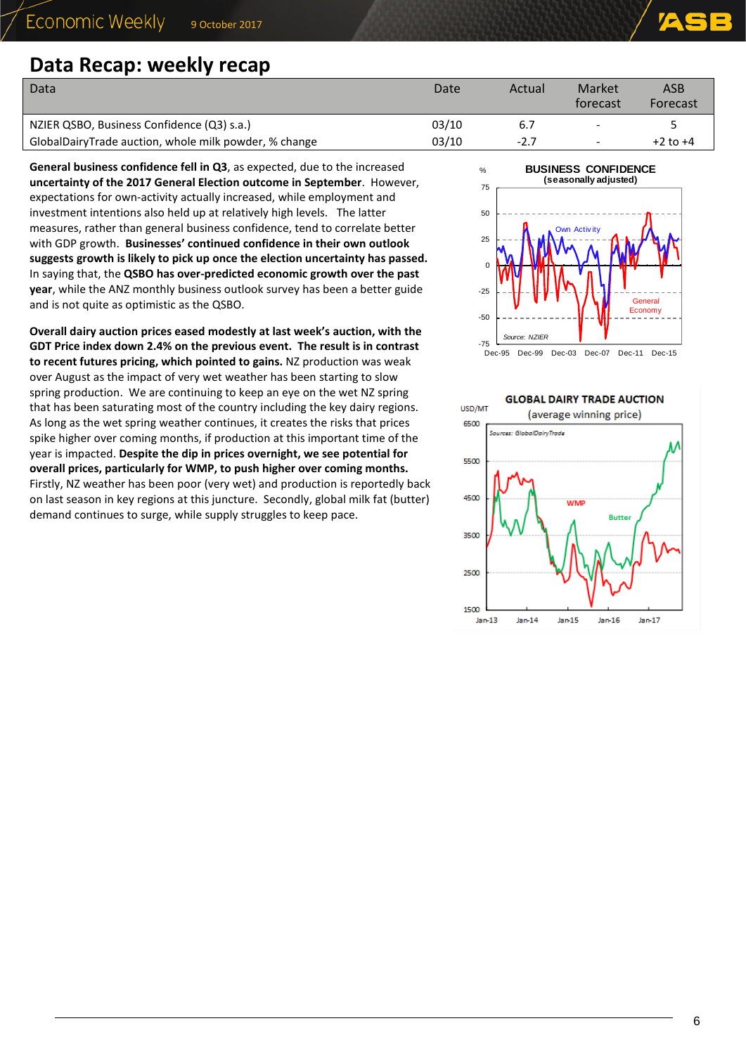## Data Recap: weekly recap

| Data | Date | Actual | Market forecast | ASB Forecast |
|---|---|---|---|---|
| NZIER QSBO, Business Confidence (Q3) s.a.) | 03/10 | 6.7 | - | 5 |
| GlobalDairyTrade auction, whole milk powder, % change | 03/10 | -2.7 | - | +2 to +4 |

**General business confidence fell in Q3**, as expected, due to the increased **uncertainty of the 2017 General Election outcome in September**. However, expectations for own-activity actually increased, while employment and investment intentions also held up at relatively high levels. The latter measures, rather than general business confidence, tend to correlate better with GDP growth. **Businesses' continued confidence in their own outlook suggests growth is likely to pick up once the election uncertainty has passed.** In saying that, the **QSBO has over-predicted economic growth over the past year**, while the ANZ monthly business outlook survey has been a better guide and is not quite as optimistic as the QSBO.

**Overall dairy auction prices eased modestly at last week's auction, with the GDT Price index down 2.4% on the previous event. The result is in contrast to recent futures pricing, which pointed to gains.** NZ production was weak over August as the impact of very wet weather has been starting to slow spring production. We are continuing to keep an eye on the wet NZ spring that has been saturating most of the country including the key dairy regions. As long as the wet spring weather continues, it creates the risks that prices spike higher over coming months, if production at this important time of the year is impacted. **Despite the dip in prices overnight, we see potential for overall prices, particularly for WMP, to push higher over coming months.** Firstly, NZ weather has been poor (very wet) and production is reportedly back on last season in key regions at this juncture. Secondly, global milk fat (butter) demand continues to surge, while supply struggles to keep pace.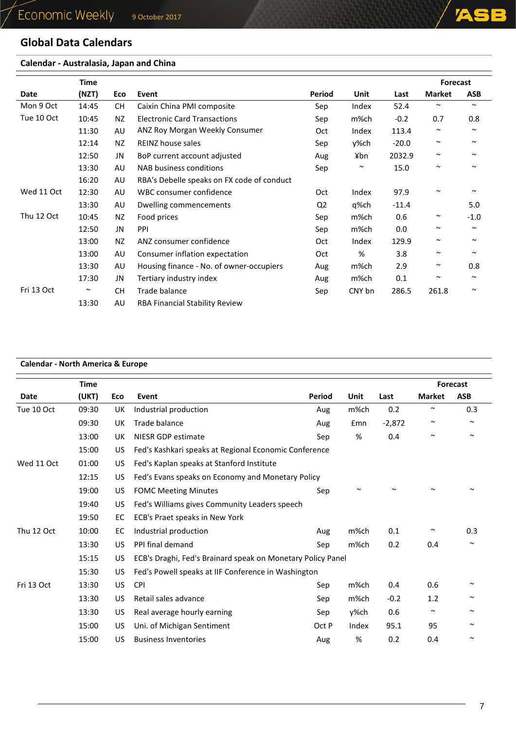## Global Data Calendars

### Calendar - Australasia, Japan and China

| Date | Time (NZT) | Eco | Event | Period | Unit | Last | Forecast Market | Forecast ASB |
|---|---|---|---|---|---|---|---|---|
| Mon 9 Oct | 14:45 | CH | Caixin China PMI composite | Sep | Index | 52.4 | ~ | ~ |
| Tue 10 Oct | 10:45 | NZ | Electronic Card Transactions | Sep | m%ch | -0.2 | 0.7 | 0.8 |
| | 11:30 | AU | ANZ Roy Morgan Weekly Consumer | Oct | Index | 113.4 | ~ | ~ |
| | 12:14 | NZ | REINZ house sales | Sep | y%ch | -20.0 | ~ | ~ |
| | 12:50 | JN | BoP current account adjusted | Aug | ¥bn | 2032.9 | ~ | ~ |
| | 13:30 | AU | NAB business conditions | Sep | ~ | 15.0 | ~ | ~ |
| | 16:20 | AU | RBA's Debelle speaks on FX code of conduct | | | | | |
| Wed 11 Oct | 12:30 | AU | WBC consumer confidence | Oct | Index | 97.9 | ~ | ~ |
| | 13:30 | AU | Dwelling commencements | Q2 | q%ch | -11.4 | | 5.0 |
| Thu 12 Oct | 10:45 | NZ | Food prices | Sep | m%ch | 0.6 | ~ | -1.0 |
| | 12:50 | JN | PPI | Sep | m%ch | 0.0 | ~ | ~ |
| | 13:00 | NZ | ANZ consumer confidence | Oct | Index | 129.9 | ~ | ~ |
| | 13:00 | AU | Consumer inflation expectation | Oct | % | 3.8 | ~ | ~ |
| | 13:30 | AU | Housing finance - No. of owner-occupiers | Aug | m%ch | 2.9 | ~ | 0.8 |
| | 17:30 | JN | Tertiary industry index | Aug | m%ch | 0.1 | ~ | ~ |
| Fri 13 Oct | ~ | CH | Trade balance | Sep | CNY bn | 286.5 | 261.8 | ~ |
| | 13:30 | AU | RBA Financial Stability Review | | | | | |

### Calendar - North America & Europe

| Date | Time (UKT) | Eco | Event | Period | Unit | Last | Forecast Market | Forecast ASB |
|---|---|---|---|---|---|---|---|---|
| Tue 10 Oct | 09:30 | UK | Industrial production | Aug | m%ch | 0.2 | ~ | 0.3 |
| | 09:30 | UK | Trade balance | Aug | £mn | -2,872 | ~ | ~ |
| | 13:00 | UK | NIESR GDP estimate | Sep | % | 0.4 | ~ | ~ |
| | 15:00 | US | Fed's Kashkari speaks at Regional Economic Conference | | | | | |
| Wed 11 Oct | 01:00 | US | Fed's Kaplan speaks at Stanford Institute | | | | | |
| | 12:15 | US | Fed's Evans speaks on Economy and Monetary Policy | | | | | |
| | 19:00 | US | FOMC Meeting Minutes | Sep | ~ | ~ | ~ | ~ |
| | 19:40 | US | Fed's Williams gives Community Leaders speech | | | | | |
| | 19:50 | EC | ECB's Praet speaks in New York | | | | | |
| Thu 12 Oct | 10:00 | EC | Industrial production | Aug | m%ch | 0.1 | ~ | 0.3 |
| | 13:30 | US | PPI final demand | Sep | m%ch | 0.2 | 0.4 | ~ |
| | 15:15 | US | ECB's Draghi, Fed's Brainard speak on Monetary Policy Panel | | | | | |
| | 15:30 | US | Fed's Powell speaks at IIF Conference in Washington | | | | | |
| Fri 13 Oct | 13:30 | US | CPI | Sep | m%ch | 0.4 | 0.6 | ~ |
| | 13:30 | US | Retail sales advance | Sep | m%ch | -0.2 | 1.2 | ~ |
| | 13:30 | US | Real average hourly earning | Sep | y%ch | 0.6 | ~ | ~ |
| | 15:00 | US | Uni. of Michigan Sentiment | Oct P | Index | 95.1 | 95 | ~ |
| | 15:00 | US | Business Inventories | Aug | % | 0.2 | 0.4 | ~ |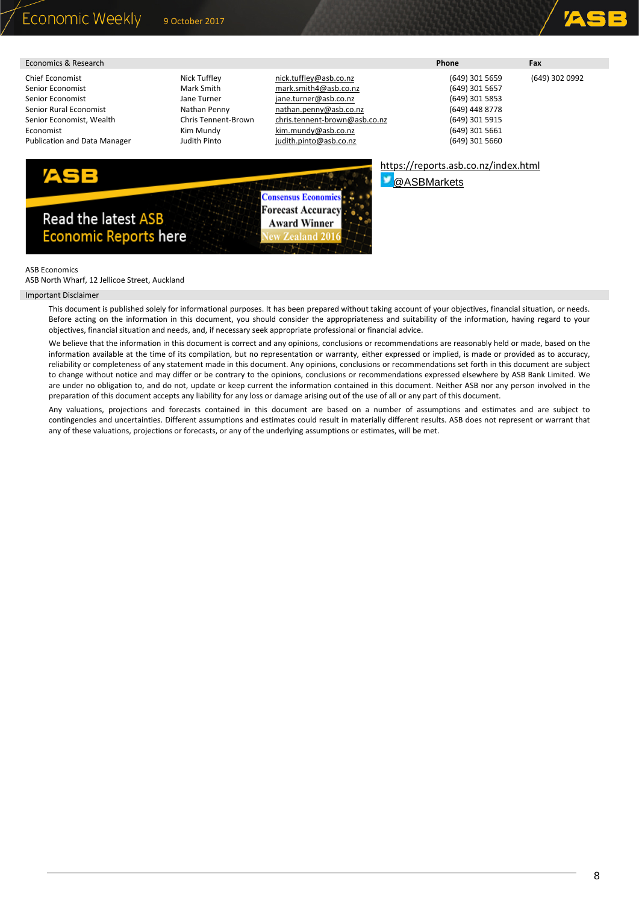| Economics & Research | | | Phone | Fax |
|---|---|---|---|---|
| Chief Economist | Nick Tuffley | nick.tuffley@asb.co.nz | (649) 301 5659 | (649) 302 0992 |
| Senior Economist | Mark Smith | mark.smith4@asb.co.nz | (649) 301 5657 | |
| Senior Economist | Jane Turner | jane.turner@asb.co.nz | (649) 301 5853 | |
| Senior Rural Economist | Nathan Penny | nathan.penny@asb.co.nz | (649) 448 8778 | |
| Senior Economist, Wealth | Chris Tennent-Brown | chris.tennent-brown@asb.co.nz | (649) 301 5915 | |
| Economist | Kim Mundy | kim.mundy@asb.co.nz | (649) 301 5661 | |
| Publication and Data Manager | Judith Pinto | judith.pinto@asb.co.nz | (649) 301 5660 | |

ASB

Read the latest ASB Economic Reports here

Consensus Economics Forecast Accuracy Award Winner New Zealand 2016

https://reports.asb.co.nz/index.html

@ASBMarkets

ASB Economics
ASB North Wharf, 12 Jellicoe Street, Auckland

Important Disclaimer

This document is published solely for informational purposes. It has been prepared without taking account of your objectives, financial situation, or needs. Before acting on the information in this document, you should consider the appropriateness and suitability of the information, having regard to your objectives, financial situation and needs, and, if necessary seek appropriate professional or financial advice.

We believe that the information in this document is correct and any opinions, conclusions or recommendations are reasonably held or made, based on the information available at the time of its compilation, but no representation or warranty, either expressed or implied, is made or provided as to accuracy, reliability or completeness of any statement made in this document. Any opinions, conclusions or recommendations set forth in this document are subject to change without notice and may differ or be contrary to the opinions, conclusions or recommendations expressed elsewhere by ASB Bank Limited. We are under no obligation to, and do not, update or keep current the information contained in this document. Neither ASB nor any person involved in the preparation of this document accepts any liability for any loss or damage arising out of the use of all or any part of this document.

Any valuations, projections and forecasts contained in this document are based on a number of assumptions and estimates and are subject to contingencies and uncertainties. Different assumptions and estimates could result in materially different results. ASB does not represent or warrant that any of these valuations, projections or forecasts, or any of the underlying assumptions or estimates, will be met.